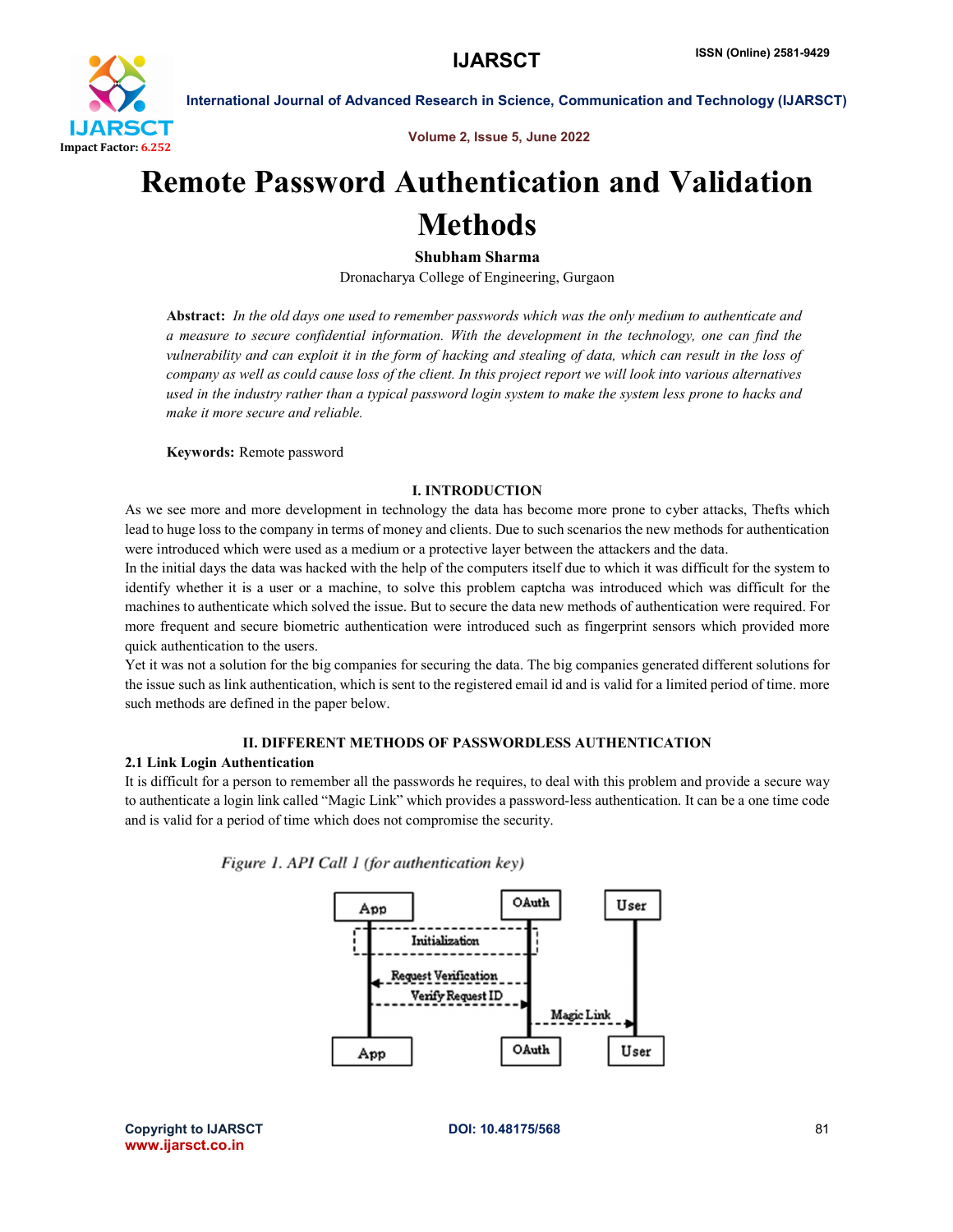# Remote Password Authentication and Validation Methods

**Shubham Sharma**

Dronacharya College of Engineering, Gurgaon

**Abstract:** *In the old days one used to remember passwords which was the only medium to authenticate and a measure to secure confidential information. With the development in the technology, one can find the vulnerability and can exploit it in the form of hacking and stealing of data, which can result in the loss of company as well as could cause loss of the client. In this project report we will look into various alternatives used in the industry rather than a typical password login system to make the system less prone to hacks and make it more secure and reliable.*

**Keywords:** Remote password

## I. INTRODUCTION

As we see more and more development in technology the data has become more prone to cyber attacks, Thefts which lead to huge loss to the company in terms of money and clients. Due to such scenarios the new methods for authentication were introduced which were used as a medium or a protective layer between the attackers and the data.

In the initial days the data was hacked with the help of the computers itself due to which it was difficult for the system to identify whether it is a user or a machine, to solve this problem captcha was introduced which was difficult for the machines to authenticate which solved the issue. But to secure the data new methods of authentication were required. For more frequent and secure biometric authentication were introduced such as fingerprint sensors which provided more quick authentication to the users.

Yet it was not a solution for the big companies for securing the data. The big companies generated different solutions for the issue such as link authentication, which is sent to the registered email id and is valid for a limited period of time. more such methods are defined in the paper below.

## II. DIFFERENT METHODS OF PASSWORDLESS AUTHENTICATION

### 2.1 Link Login Authentication

It is difficult for a person to remember all the passwords he requires, to deal with this problem and provide a secure way to authenticate a login link called "Magic Link" which provides a password-less authentication. It can be a one time code and is valid for a period of time which does not compromise the security.

*Figure 1. API Call 1 (for authentication key)*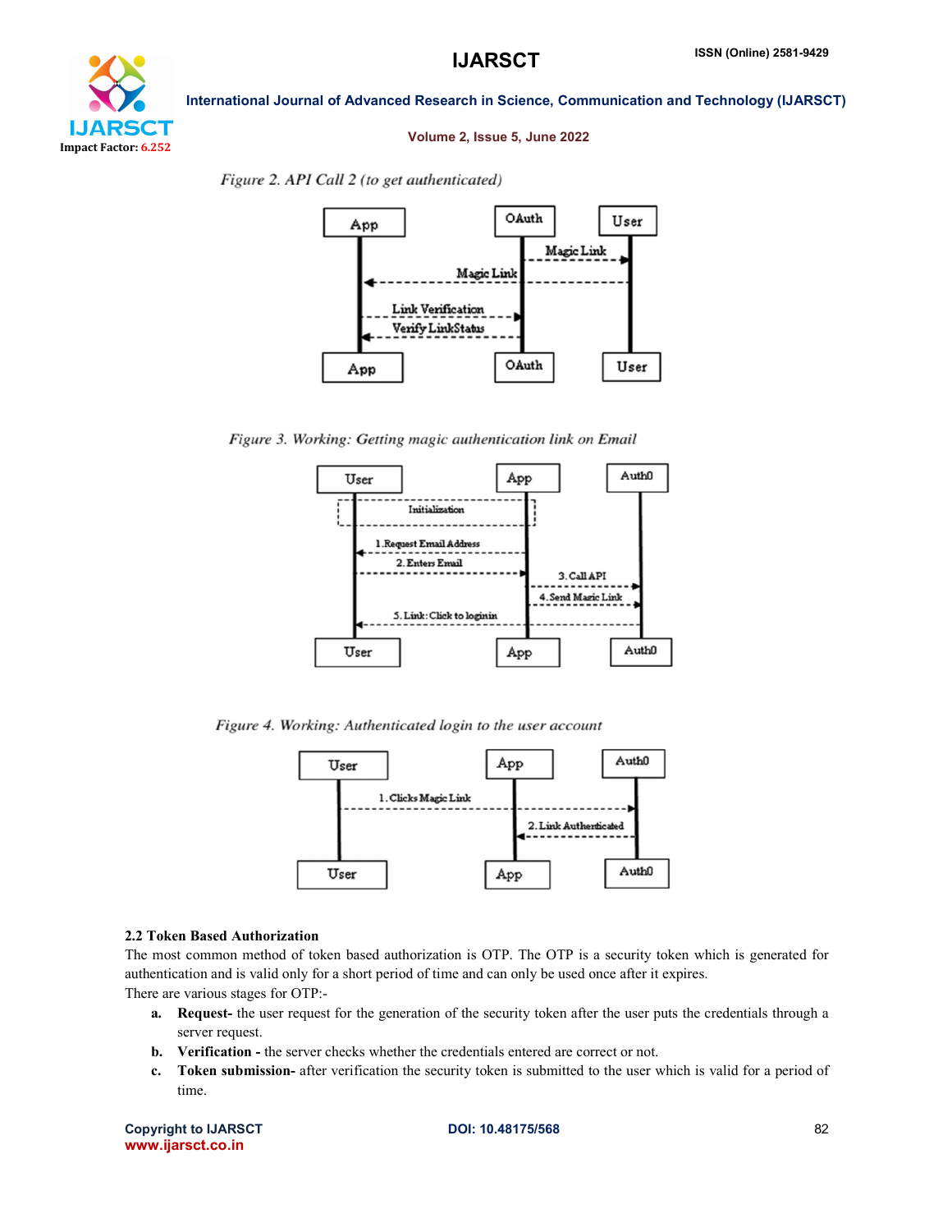Figure 2. API Call 2 (to get authenticated)

Figure 3. Working: Getting magic authentication link on Email

Figure 4. Working: Authenticated login to the user account

### 2.2 Token Based Authorization

The most common method of token based authorization is OTP. The OTP is a security token which is generated for authentication and is valid only for a short period of time and can only be used once after it expires.

There are various stages for OTP:-

a. **Request-** the user request for the generation of the security token after the user puts the credentials through a server request.
b. **Verification -** the server checks whether the credentials entered are correct or not.
c. **Token submission-** after verification the security token is submitted to the user which is valid for a period of time.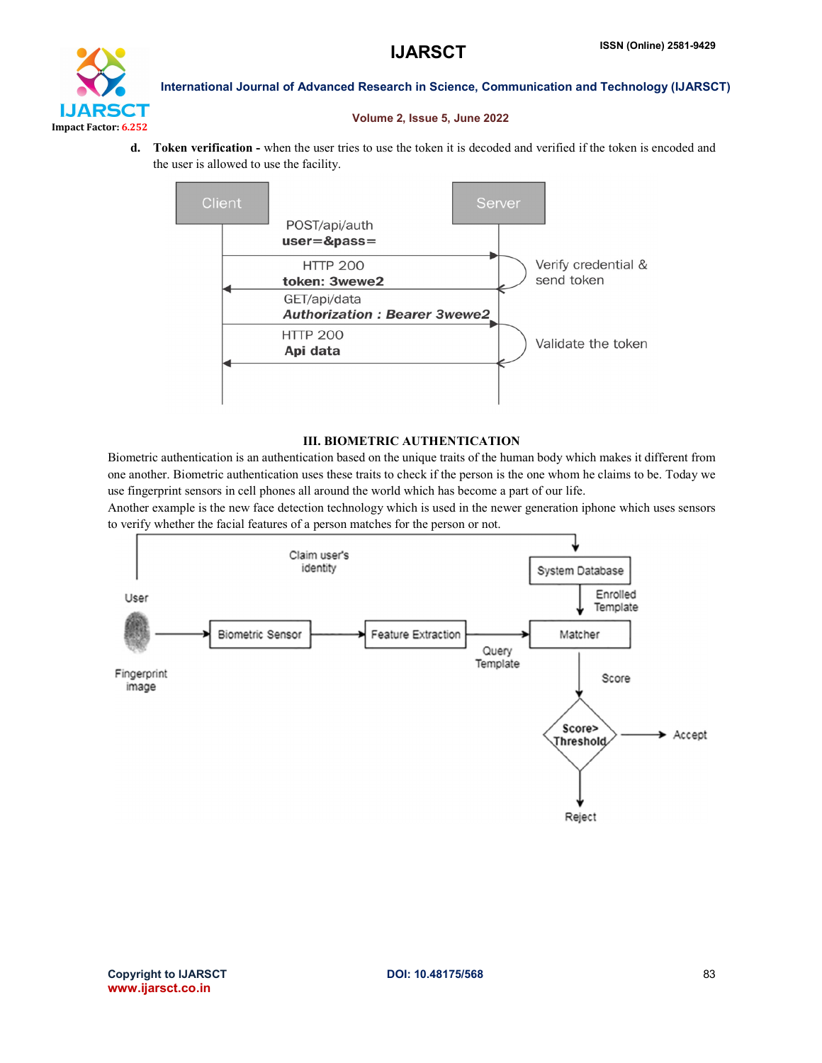d. **Token verification -** when the user tries to use the token it is decoded and verified if the token is encoded and the user is allowed to use the facility.

Client

Server

POST/api/auth

**user=&pass=**

HTTP 200

**token: 3wewe2**

Verify credential & send token

GET/api/data

***Authorization : Bearer 3wewe2***

HTTP 200

**Api data**

Validate the token

### III. BIOMETRIC AUTHENTICATION

Biometric authentication is an authentication based on the unique traits of the human body which makes it different from one another. Biometric authentication uses these traits to check if the person is the one whom he claims to be. Today we use fingerprint sensors in cell phones all around the world which has become a part of our life.

Another example is the new face detection technology which is used in the newer generation iphone which uses sensors to verify whether the facial features of a person matches for the person or not.

Claim user's identity

System Database

Enrolled Template

User

Fingerprint image

Biometric Sensor

Feature Extraction

Query Template

Matcher

Score

Score> Threshold

Accept

Reject